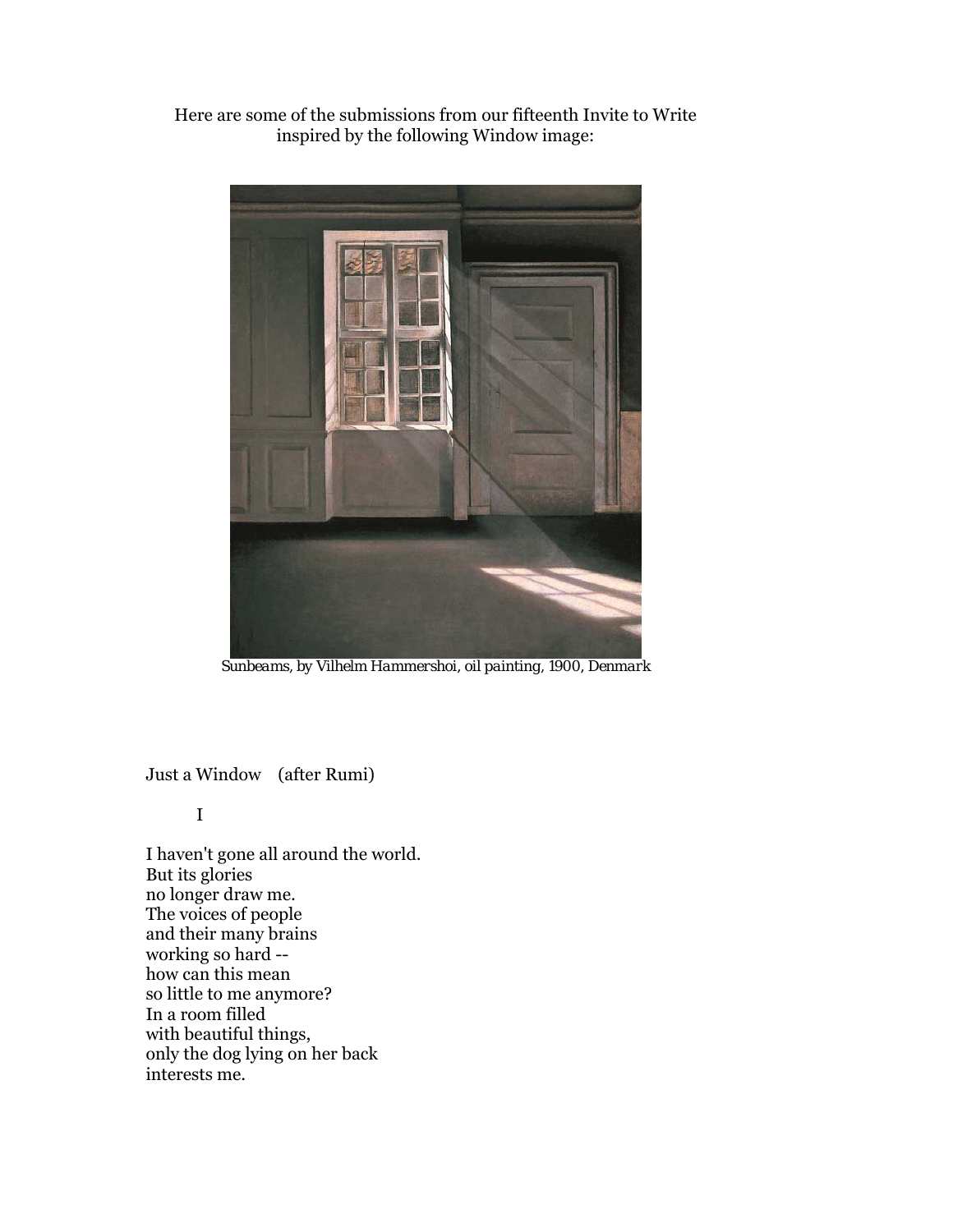Here are some of the submissions from our fifteenth Invite to Write inspired by the following Window image:

*Sunbeams, by Vilhelm Hammershoi, oil painting, 1900, Denmark*

Just a Window (after Rumi)

I

I haven't gone all around the world.
But its glories
no longer draw me.
The voices of people
and their many brains
working so hard --
how can this mean
so little to me anymore?
In a room filled
with beautiful things,
only the dog lying on her back
interests me.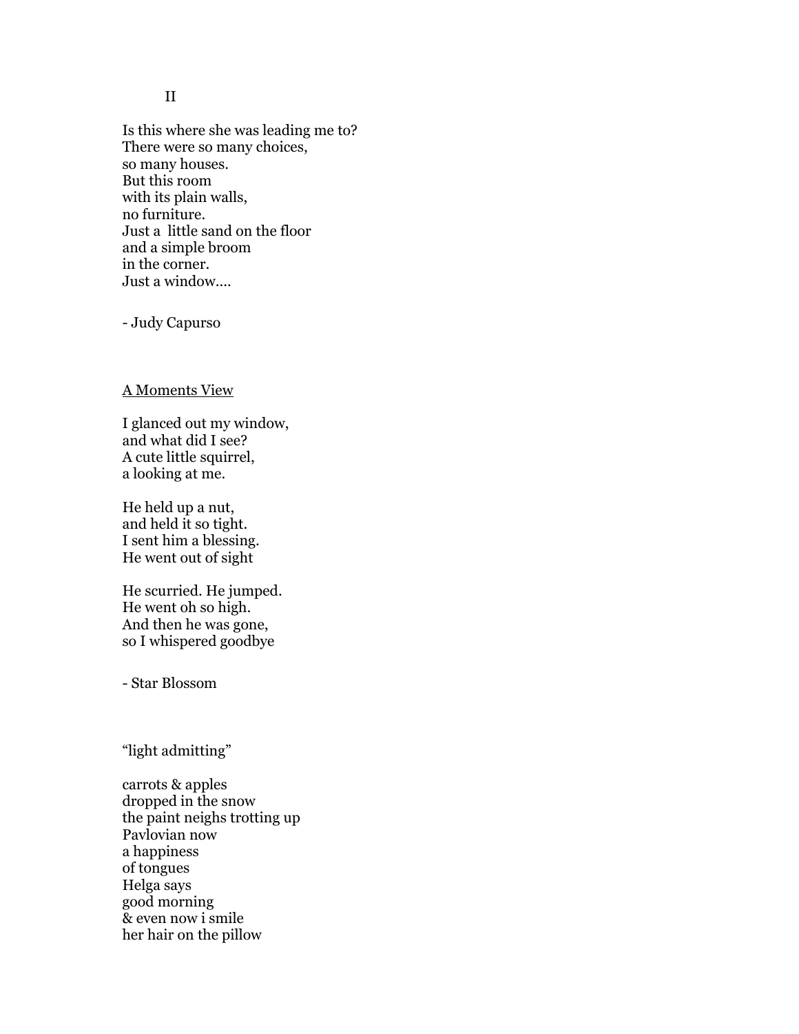II

Is this where she was leading me to?
There were so many choices,
so many houses.
But this room
with its plain walls,
no furniture.
Just a little sand on the floor
and a simple broom
in the corner.
Just a window....

- Judy Capurso

<u>A Moments View</u>

I glanced out my window,
and what did I see?
A cute little squirrel,
a looking at me.

He held up a nut,
and held it so tight.
I sent him a blessing.
He went out of sight

He scurried. He jumped.
He went oh so high.
And then he was gone,
so I whispered goodbye

- Star Blossom

"light admitting"

carrots & apples
dropped in the snow
the paint neighs trotting up
Pavlovian now
a happiness
of tongues
Helga says
good morning
& even now i smile
her hair on the pillow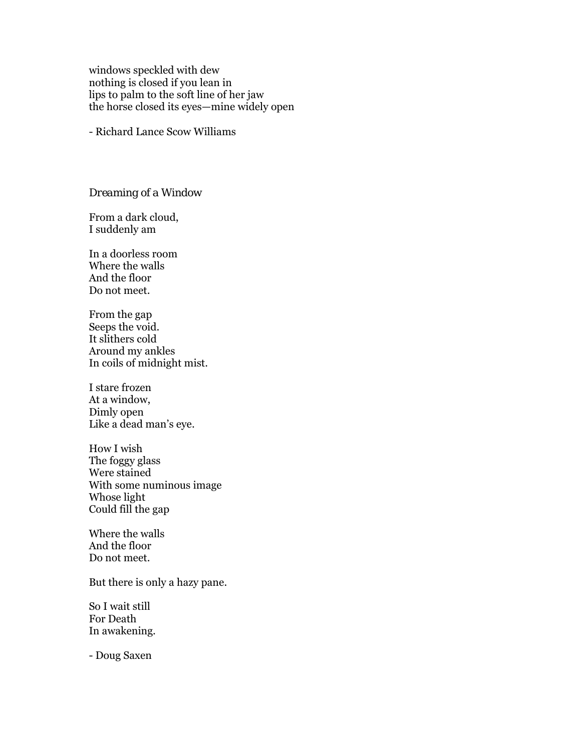windows speckled with dew  
nothing is closed if you lean in  
lips to palm to the soft line of her jaw  
the horse closed its eyes—mine widely open

- Richard Lance Scow Williams

*Dreaming of a Window*

From a dark cloud,  
I suddenly am

In a doorless room  
Where the walls  
And the floor  
Do not meet.

From the gap  
Seeps the void.  
It slithers cold  
Around my ankles  
In coils of midnight mist.

I stare frozen  
At a window,  
Dimly open  
Like a dead man's eye.

How I wish  
The foggy glass  
Were stained  
With some numinous image  
Whose light  
Could fill the gap

Where the walls  
And the floor  
Do not meet.

But there is only a hazy pane.

So I wait still  
For Death  
In awakening.

- Doug Saxen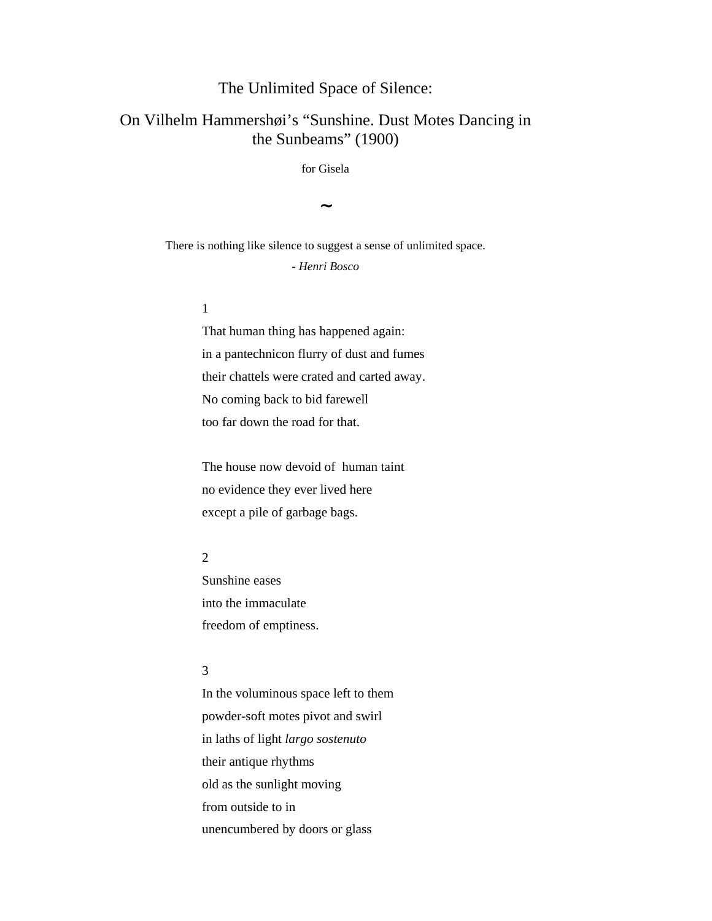# The Unlimited Space of Silence:

## On Vilhelm Hammershøi's "Sunshine. Dust Motes Dancing in the Sunbeams" (1900)

for Gisela

~

There is nothing like silence to suggest a sense of unlimited space.

*- Henri Bosco*

1

That human thing has happened again:  
in a pantechnicon flurry of dust and fumes  
their chattels were crated and carted away.  
No coming back to bid farewell  
too far down the road for that.

The house now devoid of human taint  
no evidence they ever lived here  
except a pile of garbage bags.

2

Sunshine eases  
into the immaculate  
freedom of emptiness.

3

In the voluminous space left to them  
powder-soft motes pivot and swirl  
in laths of light *largo sostenuto*  
their antique rhythms  
old as the sunlight moving  
from outside to in  
unencumbered by doors or glass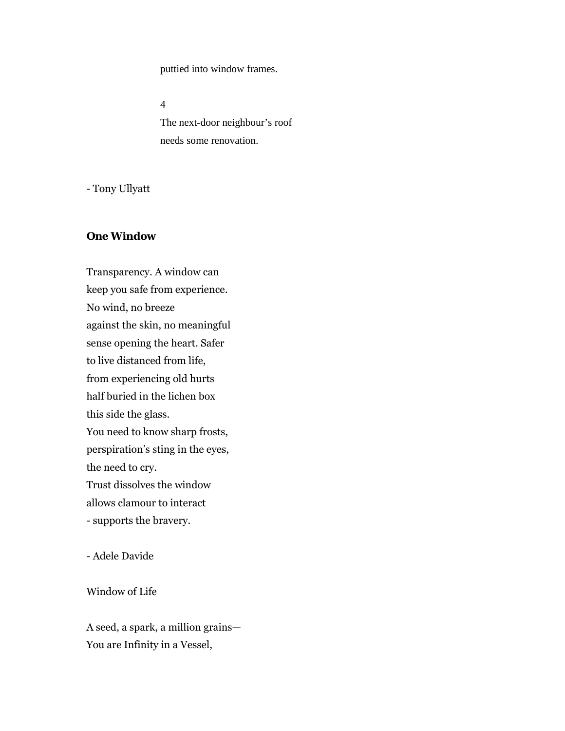puttied into window frames.

4
The next-door neighbour's roof
needs some renovation.

- Tony Ullyatt

**One Window**

Transparency. A window can
keep you safe from experience.
No wind, no breeze
against the skin, no meaningful
sense opening the heart. Safer
to live distanced from life,
from experiencing old hurts
half buried in the lichen box
this side the glass.
You need to know sharp frosts,
perspiration's sting in the eyes,
the need to cry.
Trust dissolves the window
allows clamour to interact
- supports the bravery.

- Adele Davide

Window of Life

A seed, a spark, a million grains—
You are Infinity in a Vessel,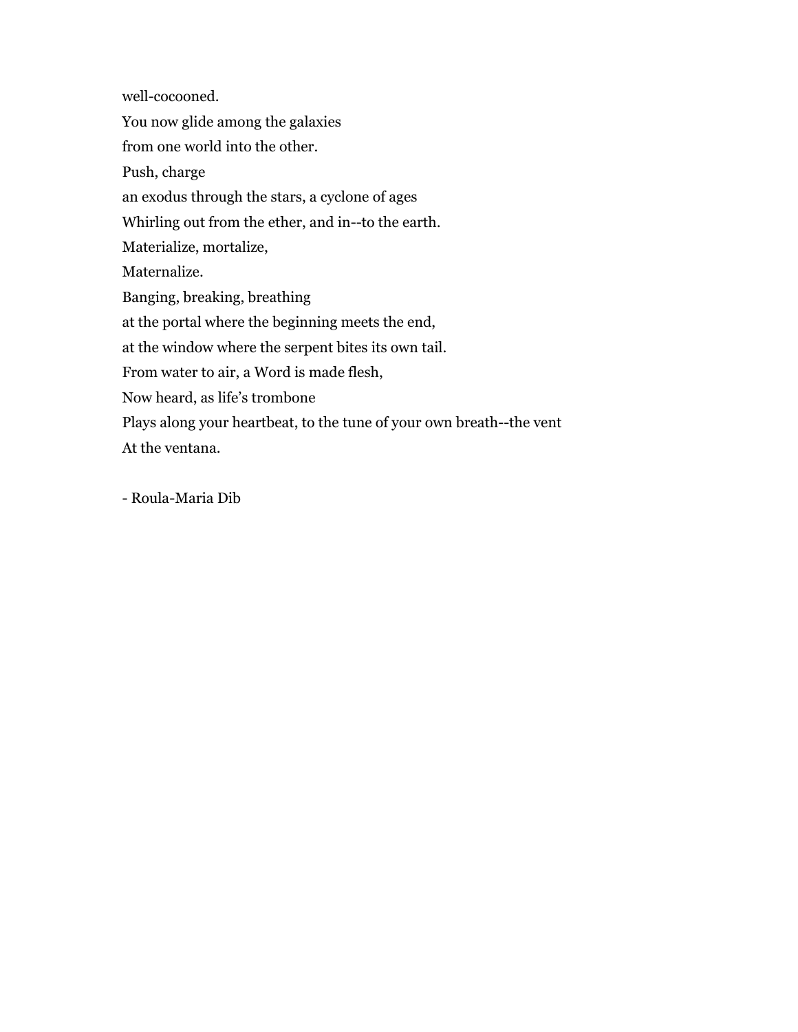well-cocooned.  
You now glide among the galaxies  
from one world into the other.  
Push, charge  
an exodus through the stars, a cyclone of ages  
Whirling out from the ether, and in--to the earth.  
Materialize, mortalize,  
Maternalize.  
Banging, breaking, breathing  
at the portal where the beginning meets the end,  
at the window where the serpent bites its own tail.  
From water to air, a Word is made flesh,  
Now heard, as life's trombone  
Plays along your heartbeat, to the tune of your own breath--the vent  
At the ventana.

- Roula-Maria Dib